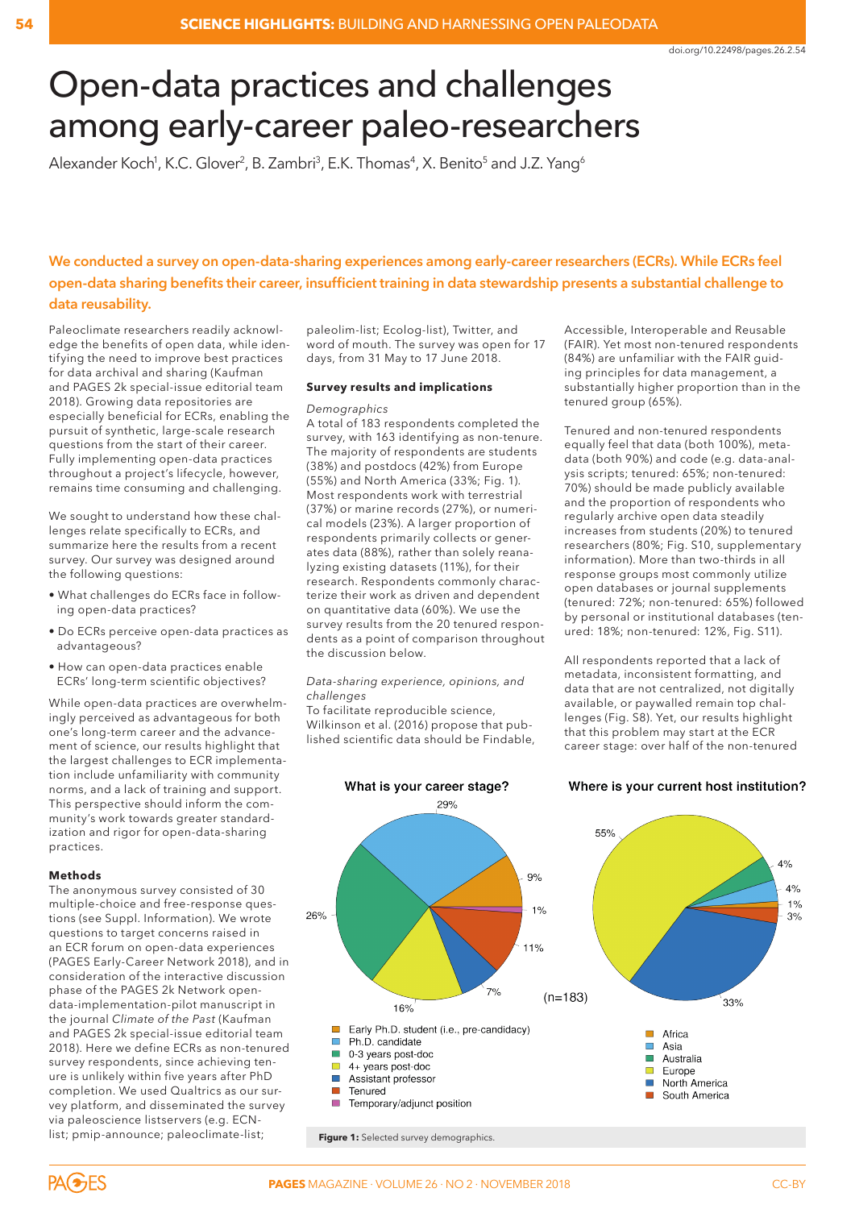# Open-data practices and challenges among early-career paleo-researchers

Alexander Koch[1], K.C. Glover[2], B. Zambri[3], E.K. Thomas[4], X. Benito[5] and J.Z. Yang[6]

**We conducted a survey on open-data-sharing experiences among early-career researchers (ECRs). While ECRs feel open-data sharing benefits their career, insufficient training in data stewardship presents a substantial challenge to data reusability.**

Paleoclimate researchers readily acknowledge the benefits of open data, while identifying the need to improve best practices for data archival and sharing (Kaufman and PAGES 2k special-issue editorial team 2018). Growing data repositories are especially beneficial for ECRs, enabling the pursuit of synthetic, large-scale research questions from the start of their career. Fully implementing open-data practices throughout a project's lifecycle, however, remains time consuming and challenging.

We sought to understand how these challenges relate specifically to ECRs, and summarize here the results from a recent survey. Our survey was designed around the following questions:

- What challenges do ECRs face in following open-data practices?
- Do ECRs perceive open-data practices as advantageous?
- How can open-data practices enable ECRs' long-term scientific objectives?

While open-data practices are overwhelmingly perceived as advantageous for both one's long-term career and the advancement of science, our results highlight that the largest challenges to ECR implementation include unfamiliarity with community norms, and a lack of training and support. This perspective should inform the community's work towards greater standardization and rigor for open-data-sharing practices.

## Methods

The anonymous survey consisted of 30 multiple-choice and free-response questions (see Suppl. Information). We wrote questions to target concerns raised in an ECR forum on open-data experiences (PAGES Early-Career Network 2018), and in consideration of the interactive discussion phase of the PAGES 2k Network open-data-implementation-pilot manuscript in the journal *Climate of the Past* (Kaufman and PAGES 2k special-issue editorial team 2018). Here we define ECRs as non-tenured survey respondents, since achieving tenure is unlikely within five years after PhD completion. We used Qualtrics as our survey platform, and disseminated the survey via paleoscience listservers (e.g. ECN-list; pmip-announce; paleoclimate-list; paleolim-list; Ecolog-list), Twitter, and word of mouth. The survey was open for 17 days, from 31 May to 17 June 2018.

## Survey results and implications

*Demographics*

A total of 183 respondents completed the survey, with 163 identifying as non-tenure. The majority of respondents are students (38%) and postdocs (42%) from Europe (55%) and North America (33%; Fig. 1). Most respondents work with terrestrial (37%) or marine records (27%), or numerical models (23%). A larger proportion of respondents primarily collects or generates data (88%), rather than solely reanalyzing existing datasets (11%), for their research. Respondents commonly characterize their work as driven and dependent on quantitative data (60%). We use the survey results from the 20 tenured respondents as a point of comparison throughout the discussion below.

*Data-sharing experience, opinions, and challenges*

To facilitate reproducible science, Wilkinson et al. (2016) propose that published scientific data should be Findable, Accessible, Interoperable and Reusable (FAIR). Yet most non-tenured respondents (84%) are unfamiliar with the FAIR guiding principles for data management, a substantially higher proportion than in the tenured group (65%).

Tenured and non-tenured respondents equally feel that data (both 100%), metadata (both 90%) and code (e.g. data-analysis scripts; tenured: 65%; non-tenured: 70%) should be made publicly available and the proportion of respondents who regularly archive open data steadily increases from students (20%) to tenured researchers (80%; Fig. S10, supplementary information). More than two-thirds in all response groups most commonly utilize open databases or journal supplements (tenured: 72%; non-tenured: 65%) followed by personal or institutional databases (tenured: 18%; non-tenured: 12%, Fig. S11).

All respondents reported that a lack of metadata, inconsistent formatting, and data that are not centralized, not digitally available, or paywalled remain top challenges (Fig. S8). Yet, our results highlight that this problem may start at the ECR career stage: over half of the non-tenured

**What is your career stage?** (n=183)

- Early Ph.D. student (i.e., pre-candidacy): 9%
- Ph.D. candidate: 29%
- 0-3 years post-doc: 26%
- 4+ years post-doc: 16%
- Assistant professor: 7%
- Tenured: 11%
- Temporary/adjunct position: 1%

**Where is your current host institution?**

- Africa: 1%
- Asia: 4%
- Australia: 4%
- Europe: 55%
- North America: 33%
- South America: 3%

**Figure 1:** Selected survey demographics.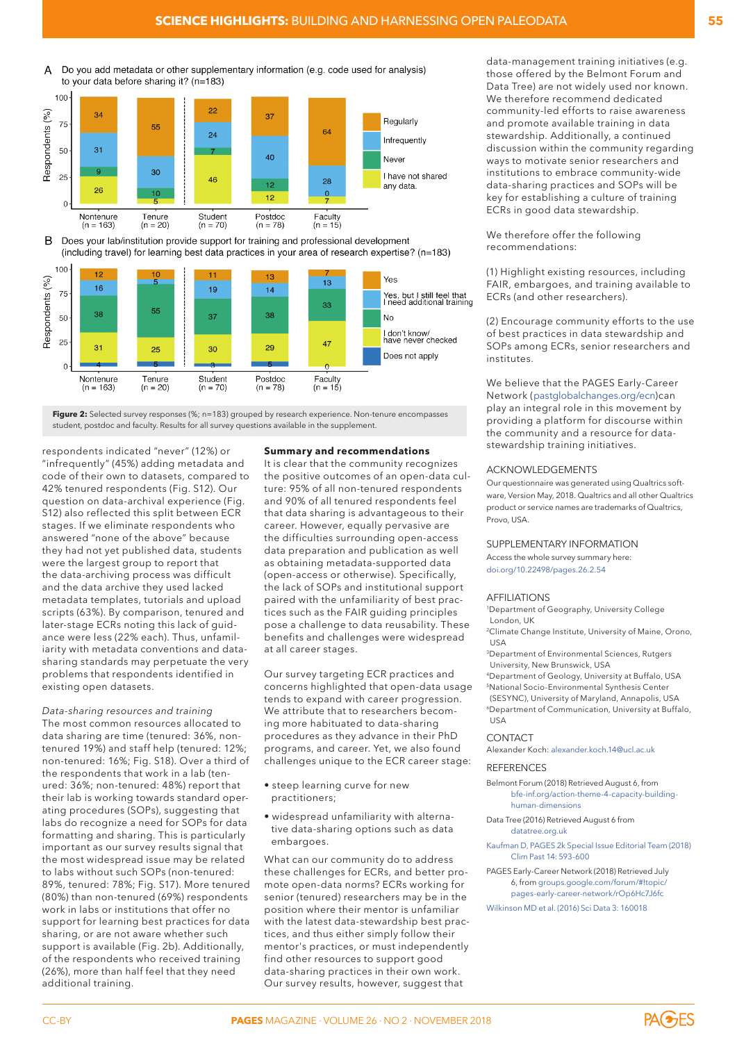A Do you add metadata or other supplementary information (e.g. code used for analysis) to your data before sharing it? (n=183)

Respondents (%)

100
75
50
25
0

34
31
9
26

55
30
10
5

22
24
7
46

37
40
12
12

64
28
0
7

Nontenure (n = 163)
Tenure (n = 20)
Student (n = 70)
Postdoc (n = 78)
Faculty (n = 15)

Regularly
Infrequently
Never
I have not shared any data.

B Does your lab/institution provide support for training and professional development (including travel) for learning best data practices in your area of research expertise? (n=183)

Respondents (%)

100
75
50
25
0

12
16
38
31
4

10
5
55
25
5

11
19
37
30
3

13
14
38
29
5

7
13
33
47
0

Nontenure (n = 163)
Tenure (n = 20)
Student (n = 70)
Postdoc (n = 78)
Faculty (n = 15)

Yes
Yes, but I still feel that I need additional training
No
I don't know/ have never checked
Does not apply

**Figure 2:** Selected survey responses (%; n=183) grouped by research experience. Non-tenure encompasses student, postdoc and faculty. Results for all survey questions available in the supplement.

respondents indicated "never" (12%) or "infrequently" (45%) adding metadata and code of their own to datasets, compared to 42% tenured respondents (Fig. S12). Our question on data-archival experience (Fig. S12) also reflected this split between ECR stages. If we eliminate respondents who answered "none of the above" because they had not yet published data, students were the largest group to report that the data-archiving process was difficult and the data archive they used lacked metadata templates, tutorials and upload scripts (63%). By comparison, tenured and later-stage ECRs noting this lack of guidance were less (22% each). Thus, unfamiliarity with metadata conventions and data-sharing standards may perpetuate the very problems that respondents identified in existing open datasets.

*Data-sharing resources and training*

The most common resources allocated to data sharing are time (tenured: 36%, non-tenured 19%) and staff help (tenured: 12%; non-tenured: 16%; Fig. S18). Over a third of the respondents that work in a lab (tenured: 36%; non-tenured: 48%) report that their lab is working towards standard operating procedures (SOPs), suggesting that labs do recognize a need for SOPs for data formatting and sharing. This is particularly important as our survey results signal that the most widespread issue may be related to labs without such SOPs (non-tenured: 89%, tenured: 78%; Fig. S17). More tenured (80%) than non-tenured (69%) respondents work in labs or institutions that offer no support for training best practices for data sharing, or are not aware whether such support is available (Fig. 2b). Additionally, of the respondents who received training (26%), more than half feel that they need additional training.

## Summary and recommendations

It is clear that the community recognizes the positive outcomes of an open-data culture: 90% of all non-tenured respondents and 90% of all tenured respondents feel that data sharing is advantageous to their career. However, equally pervasive are the difficulties surrounding open-access data preparation and publication as well as obtaining metadata-supported data (open-access or otherwise). Specifically, the lack of SOPs and institutional support paired with the unfamiliarity of best practices such as the FAIR guiding principles pose a challenge to data reusability. These benefits and challenges were widespread at all career stages.

Our survey targeting ECR practices and concerns highlighted that open-data usage tends to expand with career progression. We attribute that to researchers becoming more habituated to data-sharing procedures as they advance in their PhD programs, and career. Yet, we also found challenges unique to the ECR career stage:

- steep learning curve for new practitioners;
- widespread unfamiliarity with alternative data-sharing options such as data embargoes.

What can our community do to address these challenges for ECRs, and better promote open-data norms? ECRs working for senior (tenured) researchers may be in the position where their mentor is unfamiliar with the latest data-stewardship best practices, and thus either simply follow their mentor's practices, or must independently find other resources to support good data-sharing practices in their own work. Our survey results, however, suggest that data-management training initiatives (e.g. those offered by the Belmont Forum and Data Tree) are not widely used nor known. We therefore recommend dedicated community-led efforts to raise awareness and promote available training in data stewardship. Additionally, a continued discussion within the community regarding ways to motivate senior researchers and institutions to embrace community-wide data-sharing practices and SOPs will be key for establishing a culture of training ECRs in good data stewardship.

We therefore offer the following recommendations:

(1) Highlight existing resources, including FAIR, embargoes, and training available to ECRs (and other researchers).

(2) Encourage community efforts to the use of best practices in data stewardship and SOPs among ECRs, senior researchers and institutes.

We believe that the PAGES Early-Career Network (pastglobalchanges.org/ecn)can play an integral role in this movement by providing a platform for discourse within the community and a resource for data-stewardship training initiatives.

## ACKNOWLEDGEMENTS

Our questionnaire was generated using Qualtrics software, Version May, 2018. Qualtrics and all other Qualtrics product or service names are trademarks of Qualtrics, Provo, USA.

## SUPPLEMENTARY INFORMATION

Access the whole survey summary here:
doi.org/10.22498/pages.26.2.54

## AFFILIATIONS

[1]Department of Geography, University College London, UK
[2]Climate Change Institute, University of Maine, Orono, USA
[3]Department of Environmental Sciences, Rutgers University, New Brunswick, USA
[4]Department of Geology, University at Buffalo, USA
[5]National Socio-Environmental Synthesis Center (SESYNC), University of Maryland, Annapolis, USA
[6]Department of Communication, University at Buffalo, USA

## CONTACT

Alexander Koch: alexander.koch.14@ucl.ac.uk

## REFERENCES

Belmont Forum (2018) Retrieved August 6, from bfe-inf.org/action-theme-4-capacity-building-human-dimensions

Data Tree (2016) Retrieved August 6 from datatree.org.uk

Kaufman D, PAGES 2k Special Issue Editorial Team (2018) Clim Past 14: 593-600

PAGES Early-Career Network (2018) Retrieved July 6, from groups.google.com/forum/#!topic/pages-early-career-network/rOp6Hc7J6fc

Wilkinson MD et al. (2016) Sci Data 3: 160018